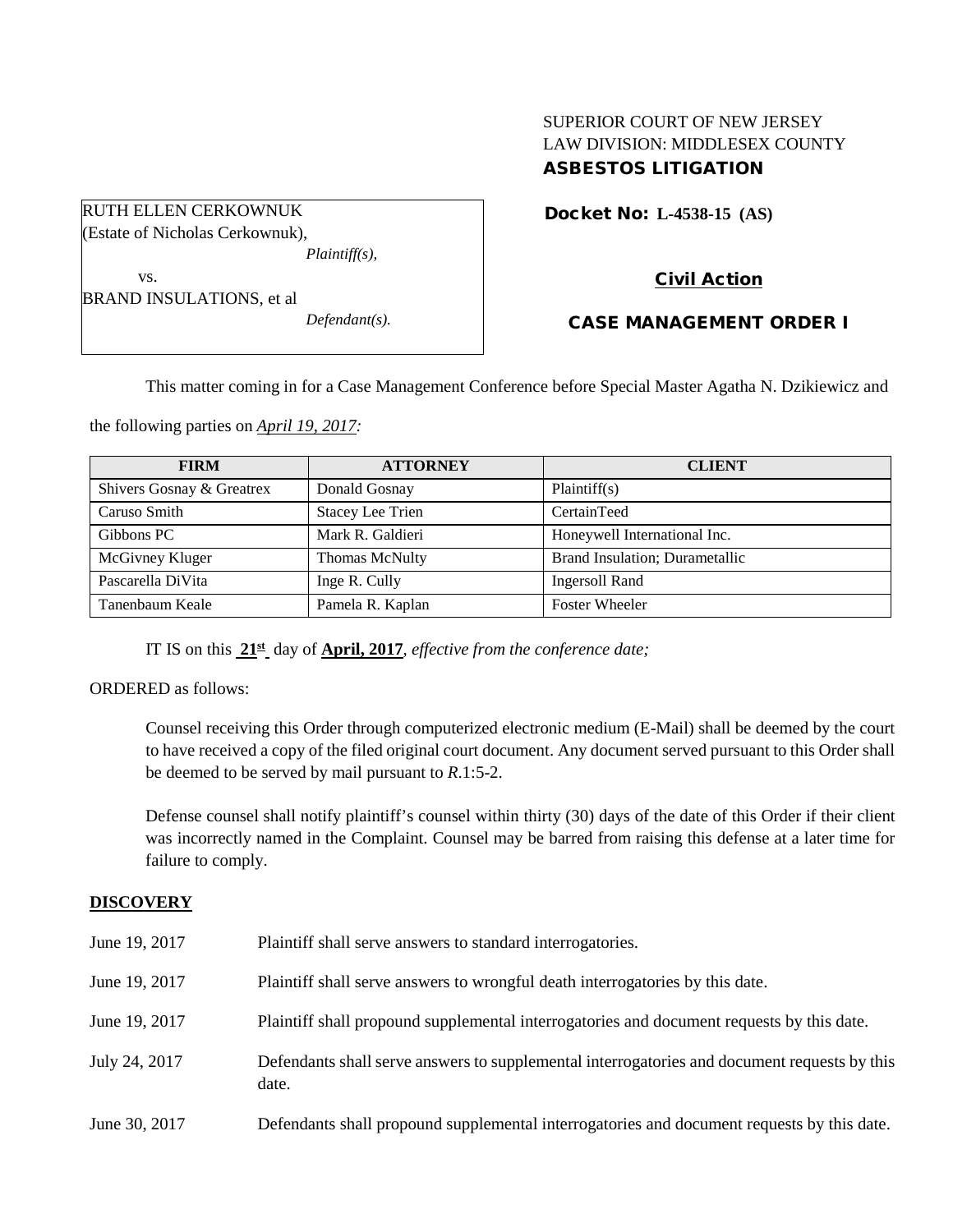SUPERIOR COURT OF NEW JERSEY
LAW DIVISION: MIDDLESEX COUNTY
**ASBESTOS LITIGATION**

RUTH ELLEN CERKOWNUK
(Estate of Nicholas Cerkownuk),
*Plaintiff(s),*

vs.

BRAND INSULATIONS, et al
*Defendant(s).*

**Docket No: L-4538-15 (AS)**

**Civil Action**

**CASE MANAGEMENT ORDER I**

This matter coming in for a Case Management Conference before Special Master Agatha N. Dzikiewicz and the following parties on *April 19, 2017:*

| FIRM | ATTORNEY | CLIENT |
|---|---|---|
| Shivers Gosnay & Greatrex | Donald Gosnay | Plaintiff(s) |
| Caruso Smith | Stacey Lee Trien | CertainTeed |
| Gibbons PC | Mark R. Galdieri | Honeywell International Inc. |
| McGivney Kluger | Thomas McNulty | Brand Insulation; Durametallic |
| Pascarella DiVita | Inge R. Cully | Ingersoll Rand |
| Tanenbaum Keale | Pamela R. Kaplan | Foster Wheeler |

IT IS on this **21st** day of **April, 2017**, *effective from the conference date;*

ORDERED as follows:

Counsel receiving this Order through computerized electronic medium (E-Mail) shall be deemed by the court to have received a copy of the filed original court document. Any document served pursuant to this Order shall be deemed to be served by mail pursuant to *R*.1:5-2.

Defense counsel shall notify plaintiff's counsel within thirty (30) days of the date of this Order if their client was incorrectly named in the Complaint. Counsel may be barred from raising this defense at a later time for failure to comply.

**DISCOVERY**

June 19, 2017 — Plaintiff shall serve answers to standard interrogatories.

June 19, 2017 — Plaintiff shall serve answers to wrongful death interrogatories by this date.

June 19, 2017 — Plaintiff shall propound supplemental interrogatories and document requests by this date.

July 24, 2017 — Defendants shall serve answers to supplemental interrogatories and document requests by this date.

June 30, 2017 — Defendants shall propound supplemental interrogatories and document requests by this date.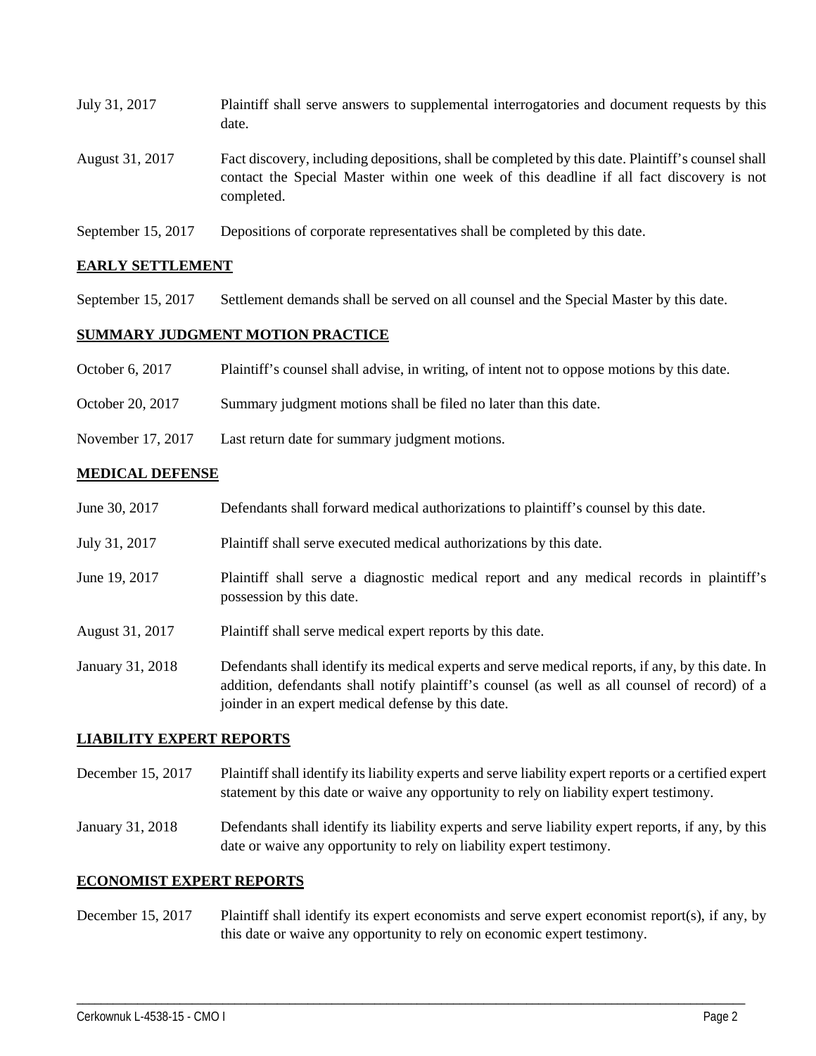| | |
|---|---|
| July 31, 2017 | Plaintiff shall serve answers to supplemental interrogatories and document requests by this date. |
| August 31, 2017 | Fact discovery, including depositions, shall be completed by this date. Plaintiff's counsel shall contact the Special Master within one week of this deadline if all fact discovery is not completed. |
| September 15, 2017 | Depositions of corporate representatives shall be completed by this date. |

## EARLY SETTLEMENT

| | |
|---|---|
| September 15, 2017 | Settlement demands shall be served on all counsel and the Special Master by this date. |

## SUMMARY JUDGMENT MOTION PRACTICE

| | |
|---|---|
| October 6, 2017 | Plaintiff's counsel shall advise, in writing, of intent not to oppose motions by this date. |
| October 20, 2017 | Summary judgment motions shall be filed no later than this date. |
| November 17, 2017 | Last return date for summary judgment motions. |

## MEDICAL DEFENSE

| | |
|---|---|
| June 30, 2017 | Defendants shall forward medical authorizations to plaintiff's counsel by this date. |
| July 31, 2017 | Plaintiff shall serve executed medical authorizations by this date. |
| June 19, 2017 | Plaintiff shall serve a diagnostic medical report and any medical records in plaintiff's possession by this date. |
| August 31, 2017 | Plaintiff shall serve medical expert reports by this date. |
| January 31, 2018 | Defendants shall identify its medical experts and serve medical reports, if any, by this date. In addition, defendants shall notify plaintiff's counsel (as well as all counsel of record) of a joinder in an expert medical defense by this date. |

## LIABILITY EXPERT REPORTS

| | |
|---|---|
| December 15, 2017 | Plaintiff shall identify its liability experts and serve liability expert reports or a certified expert statement by this date or waive any opportunity to rely on liability expert testimony. |
| January 31, 2018 | Defendants shall identify its liability experts and serve liability expert reports, if any, by this date or waive any opportunity to rely on liability expert testimony. |

## ECONOMIST EXPERT REPORTS

| | |
|---|---|
| December 15, 2017 | Plaintiff shall identify its expert economists and serve expert economist report(s), if any, by this date or waive any opportunity to rely on economic expert testimony. |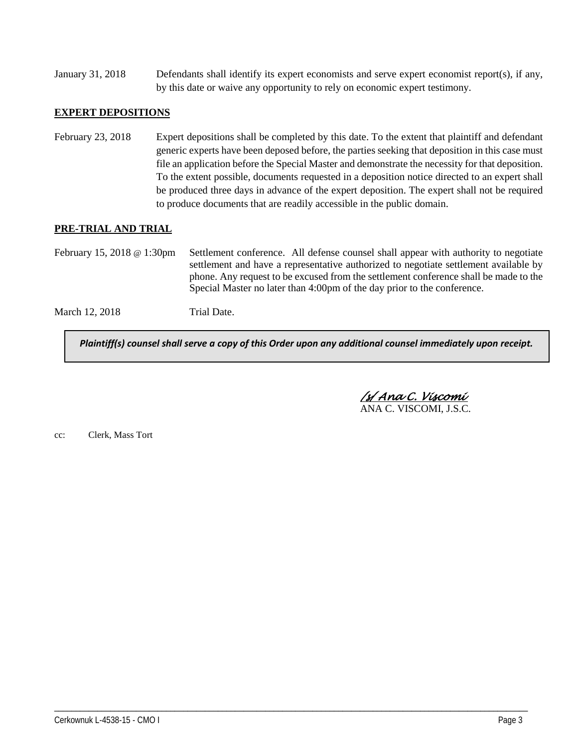January 31, 2018 Defendants shall identify its expert economists and serve expert economist report(s), if any, by this date or waive any opportunity to rely on economic expert testimony.

## EXPERT DEPOSITIONS

February 23, 2018 Expert depositions shall be completed by this date. To the extent that plaintiff and defendant generic experts have been deposed before, the parties seeking that deposition in this case must file an application before the Special Master and demonstrate the necessity for that deposition. To the extent possible, documents requested in a deposition notice directed to an expert shall be produced three days in advance of the expert deposition. The expert shall not be required to produce documents that are readily accessible in the public domain.

## PRE-TRIAL AND TRIAL

February 15, 2018 @ 1:30pm Settlement conference. All defense counsel shall appear with authority to negotiate settlement and have a representative authorized to negotiate settlement available by phone. Any request to be excused from the settlement conference shall be made to the Special Master no later than 4:00pm of the day prior to the conference.

March 12, 2018 Trial Date.

***Plaintiff(s) counsel shall serve a copy of this Order upon any additional counsel immediately upon receipt.***

*/s/ Ana C. Viscomi*
ANA C. VISCOMI, J.S.C.

cc: Clerk, Mass Tort